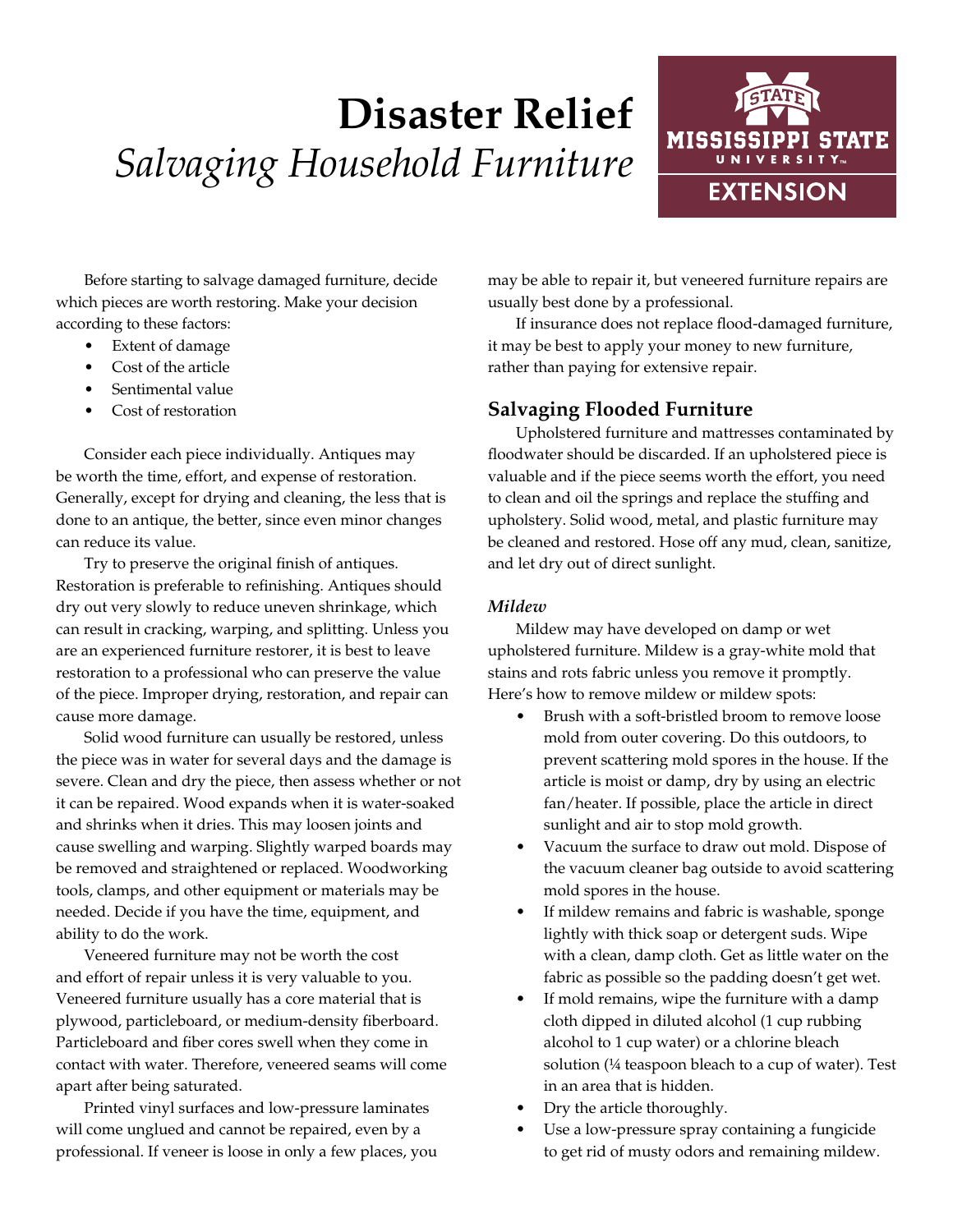# Disaster Relief

*Salvaging Household Furniture*

Before starting to salvage damaged furniture, decide which pieces are worth restoring. Make your decision according to these factors:

- Extent of damage
- Cost of the article
- Sentimental value
- Cost of restoration

Consider each piece individually. Antiques may be worth the time, effort, and expense of restoration. Generally, except for drying and cleaning, the less that is done to an antique, the better, since even minor changes can reduce its value.

Try to preserve the original finish of antiques. Restoration is preferable to refinishing. Antiques should dry out very slowly to reduce uneven shrinkage, which can result in cracking, warping, and splitting. Unless you are an experienced furniture restorer, it is best to leave restoration to a professional who can preserve the value of the piece. Improper drying, restoration, and repair can cause more damage.

Solid wood furniture can usually be restored, unless the piece was in water for several days and the damage is severe. Clean and dry the piece, then assess whether or not it can be repaired. Wood expands when it is water-soaked and shrinks when it dries. This may loosen joints and cause swelling and warping. Slightly warped boards may be removed and straightened or replaced. Woodworking tools, clamps, and other equipment or materials may be needed. Decide if you have the time, equipment, and ability to do the work.

Veneered furniture may not be worth the cost and effort of repair unless it is very valuable to you. Veneered furniture usually has a core material that is plywood, particleboard, or medium-density fiberboard. Particleboard and fiber cores swell when they come in contact with water. Therefore, veneered seams will come apart after being saturated.

Printed vinyl surfaces and low-pressure laminates will come unglued and cannot be repaired, even by a professional. If veneer is loose in only a few places, you may be able to repair it, but veneered furniture repairs are usually best done by a professional.

If insurance does not replace flood-damaged furniture, it may be best to apply your money to new furniture, rather than paying for extensive repair.

## Salvaging Flooded Furniture

Upholstered furniture and mattresses contaminated by floodwater should be discarded. If an upholstered piece is valuable and if the piece seems worth the effort, you need to clean and oil the springs and replace the stuffing and upholstery. Solid wood, metal, and plastic furniture may be cleaned and restored. Hose off any mud, clean, sanitize, and let dry out of direct sunlight.

### *Mildew*

Mildew may have developed on damp or wet upholstered furniture. Mildew is a gray-white mold that stains and rots fabric unless you remove it promptly. Here's how to remove mildew or mildew spots:

- Brush with a soft-bristled broom to remove loose mold from outer covering. Do this outdoors, to prevent scattering mold spores in the house. If the article is moist or damp, dry by using an electric fan/heater. If possible, place the article in direct sunlight and air to stop mold growth.
- Vacuum the surface to draw out mold. Dispose of the vacuum cleaner bag outside to avoid scattering mold spores in the house.
- If mildew remains and fabric is washable, sponge lightly with thick soap or detergent suds. Wipe with a clean, damp cloth. Get as little water on the fabric as possible so the padding doesn't get wet.
- If mold remains, wipe the furniture with a damp cloth dipped in diluted alcohol (1 cup rubbing alcohol to 1 cup water) or a chlorine bleach solution (¼ teaspoon bleach to a cup of water). Test in an area that is hidden.
- Dry the article thoroughly.
- Use a low-pressure spray containing a fungicide to get rid of musty odors and remaining mildew.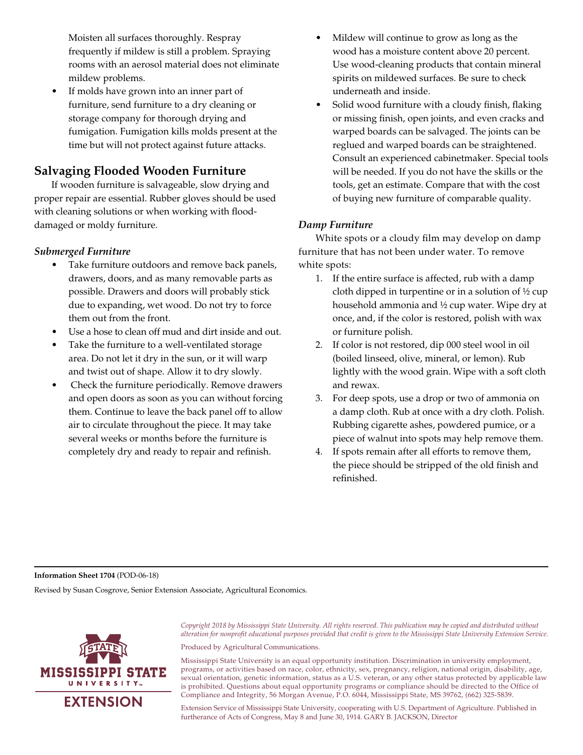Moisten all surfaces thoroughly. Respray frequently if mildew is still a problem. Spraying rooms with an aerosol material does not eliminate mildew problems.

- If molds have grown into an inner part of furniture, send furniture to a dry cleaning or storage company for thorough drying and fumigation. Fumigation kills molds present at the time but will not protect against future attacks.

## Salvaging Flooded Wooden Furniture

If wooden furniture is salvageable, slow drying and proper repair are essential. Rubber gloves should be used with cleaning solutions or when working with flood-damaged or moldy furniture.

### *Submerged Furniture*

- Take furniture outdoors and remove back panels, drawers, doors, and as many removable parts as possible. Drawers and doors will probably stick due to expanding, wet wood. Do not try to force them out from the front.
- Use a hose to clean off mud and dirt inside and out.
- Take the furniture to a well-ventilated storage area. Do not let it dry in the sun, or it will warp and twist out of shape. Allow it to dry slowly.
- Check the furniture periodically. Remove drawers and open doors as soon as you can without forcing them. Continue to leave the back panel off to allow air to circulate throughout the piece. It may take several weeks or months before the furniture is completely dry and ready to repair and refinish.
- Mildew will continue to grow as long as the wood has a moisture content above 20 percent. Use wood-cleaning products that contain mineral spirits on mildewed surfaces. Be sure to check underneath and inside.
- Solid wood furniture with a cloudy finish, flaking or missing finish, open joints, and even cracks and warped boards can be salvaged. The joints can be reglued and warped boards can be straightened. Consult an experienced cabinetmaker. Special tools will be needed. If you do not have the skills or the tools, get an estimate. Compare that with the cost of buying new furniture of comparable quality.

### *Damp Furniture*

White spots or a cloudy film may develop on damp furniture that has not been under water. To remove white spots:

1. If the entire surface is affected, rub with a damp cloth dipped in turpentine or in a solution of ½ cup household ammonia and ½ cup water. Wipe dry at once, and, if the color is restored, polish with wax or furniture polish.
2. If color is not restored, dip 000 steel wool in oil (boiled linseed, olive, mineral, or lemon). Rub lightly with the wood grain. Wipe with a soft cloth and rewax.
3. For deep spots, use a drop or two of ammonia on a damp cloth. Rub at once with a dry cloth. Polish. Rubbing cigarette ashes, powdered pumice, or a piece of walnut into spots may help remove them.
4. If spots remain after all efforts to remove them, the piece should be stripped of the old finish and refinished.

---

**Information Sheet 1704** (POD-06-18)

Revised by Susan Cosgrove, Senior Extension Associate, Agricultural Economics.

MISSISSIPPI STATE UNIVERSITY™ EXTENSION

*Copyright 2018 by Mississippi State University. All rights reserved. This publication may be copied and distributed without alteration for nonprofit educational purposes provided that credit is given to the Mississippi State University Extension Service.*

Produced by Agricultural Communications.

Mississippi State University is an equal opportunity institution. Discrimination in university employment, programs, or activities based on race, color, ethnicity, sex, pregnancy, religion, national origin, disability, age, sexual orientation, genetic information, status as a U.S. veteran, or any other status protected by applicable law is prohibited. Questions about equal opportunity programs or compliance should be directed to the Office of Compliance and Integrity, 56 Morgan Avenue, P.O. 6044, Mississippi State, MS 39762, (662) 325-5839.

Extension Service of Mississippi State University, cooperating with U.S. Department of Agriculture. Published in furtherance of Acts of Congress, May 8 and June 30, 1914. GARY B. JACKSON, Director